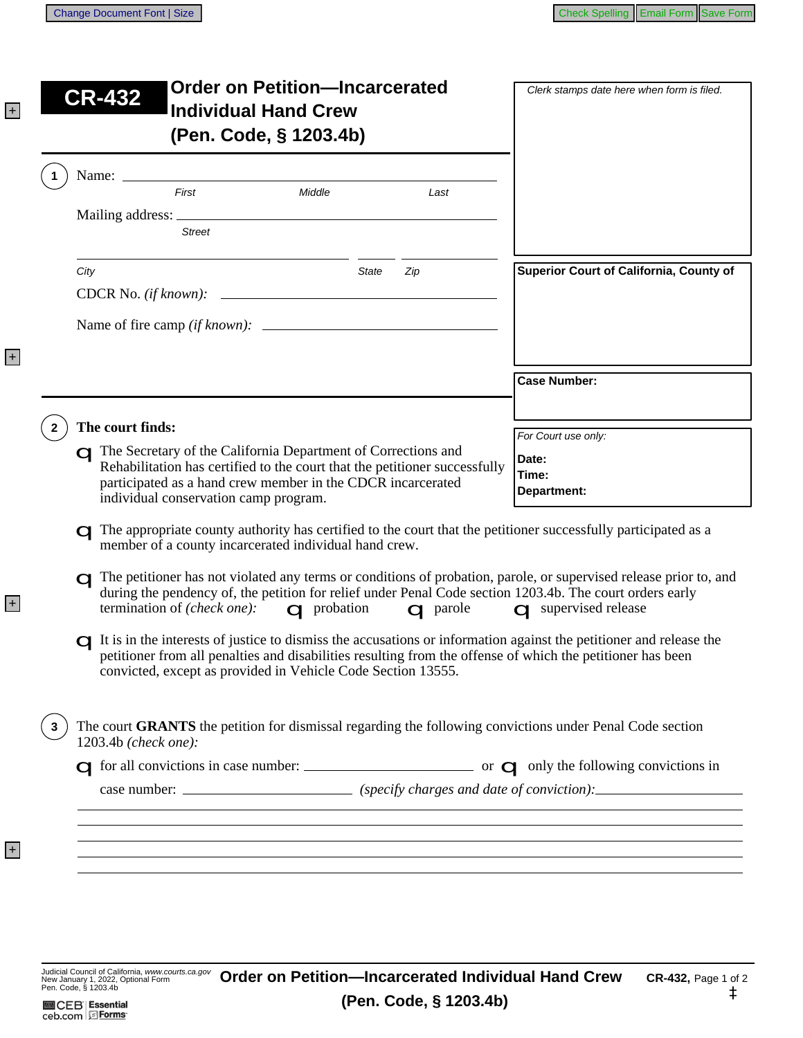# CR-432 Order on Petition—Incarcerated Individual Hand Crew (Pen. Code, § 1203.4b)

*Clerk stamps date here when form is filed.*

**Superior Court of California, County of**

**Case Number:**

*For Court use only:*

**Date:**

**Time:**

**Department:**

**1** Name: ______________________________
*First* *Middle* *Last*

Mailing address: ______________________________
*Street*

______________________________ ______ ______
*City* *State* *Zip*

CDCR No. *(if known)*: ______________________________

Name of fire camp *(if known)*: ______________________________

**2** **The court finds:**

☐ The Secretary of the California Department of Corrections and Rehabilitation has certified to the court that the petitioner successfully participated as a hand crew member in the CDCR incarcerated individual conservation camp program.

☐ The appropriate county authority has certified to the court that the petitioner successfully participated as a member of a county incarcerated individual hand crew.

☐ The petitioner has not violated any terms or conditions of probation, parole, or supervised release prior to, and during the pendency of, the petition for relief under Penal Code section 1203.4b. The court orders early termination of *(check one)*: ☐ probation ☐ parole ☐ supervised release

☐ It is in the interests of justice to dismiss the accusations or information against the petitioner and release the petitioner from all penalties and disabilities resulting from the offense of which the petitioner has been convicted, except as provided in Vehicle Code Section 13555.

**3** The court **GRANTS** the petition for dismissal regarding the following convictions under Penal Code section 1203.4b *(check one)*:

☐ for all convictions in case number: ______________ or ☐ only the following convictions in case number: ______________ *(specify charges and date of conviction)*: ______________

______________________________

______________________________

______________________________

______________________________

______________________________

Judicial Council of California, *www.courts.ca.gov*
New January 1, 2022, Optional Form
Pen. Code, § 1203.4b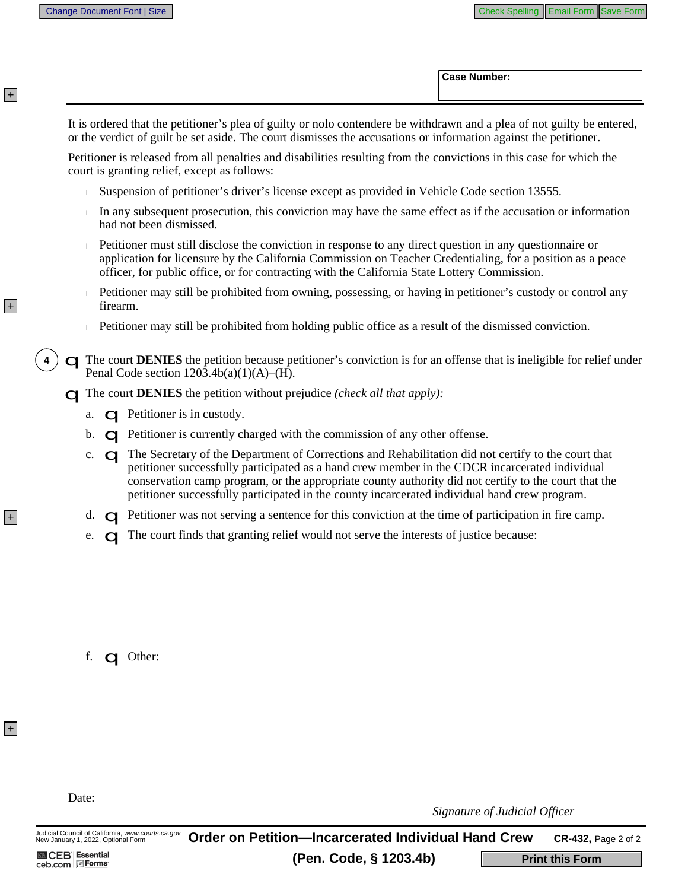**Case Number:**

It is ordered that the petitioner's plea of guilty or nolo contendere be withdrawn and a plea of not guilty be entered, or the verdict of guilt be set aside. The court dismisses the accusations or information against the petitioner.

Petitioner is released from all penalties and disabilities resulting from the convictions in this case for which the court is granting relief, except as follows:

- Suspension of petitioner's driver's license except as provided in Vehicle Code section 13555.
- In any subsequent prosecution, this conviction may have the same effect as if the accusation or information had not been dismissed.
- Petitioner must still disclose the conviction in response to any direct question in any questionnaire or application for licensure by the California Commission on Teacher Credentialing, for a position as a peace officer, for public office, or for contracting with the California State Lottery Commission.
- Petitioner may still be prohibited from owning, possessing, or having in petitioner's custody or control any firearm.
- Petitioner may still be prohibited from holding public office as a result of the dismissed conviction.

4. ☐ The court **DENIES** the petition because petitioner's conviction is for an offense that is ineligible for relief under Penal Code section 1203.4b(a)(1)(A)–(H).

☐ The court **DENIES** the petition without prejudice *(check all that apply):*

a. ☐ Petitioner is in custody.

b. ☐ Petitioner is currently charged with the commission of any other offense.

c. ☐ The Secretary of the Department of Corrections and Rehabilitation did not certify to the court that petitioner successfully participated as a hand crew member in the CDCR incarcerated individual conservation camp program, or the appropriate county authority did not certify to the court that the petitioner successfully participated in the county incarcerated individual hand crew program.

d. ☐ Petitioner was not serving a sentence for this conviction at the time of participation in fire camp.

e. ☐ The court finds that granting relief would not serve the interests of justice because:

f. ☐ Other:

Date: ______________________

______________________________
*Signature of Judicial Officer*

Judicial Council of California, *www.courts.ca.gov*
New January 1, 2022, Optional Form

**Order on Petition—Incarcerated Individual Hand Crew (Pen. Code, § 1203.4b)**

**CR-432**